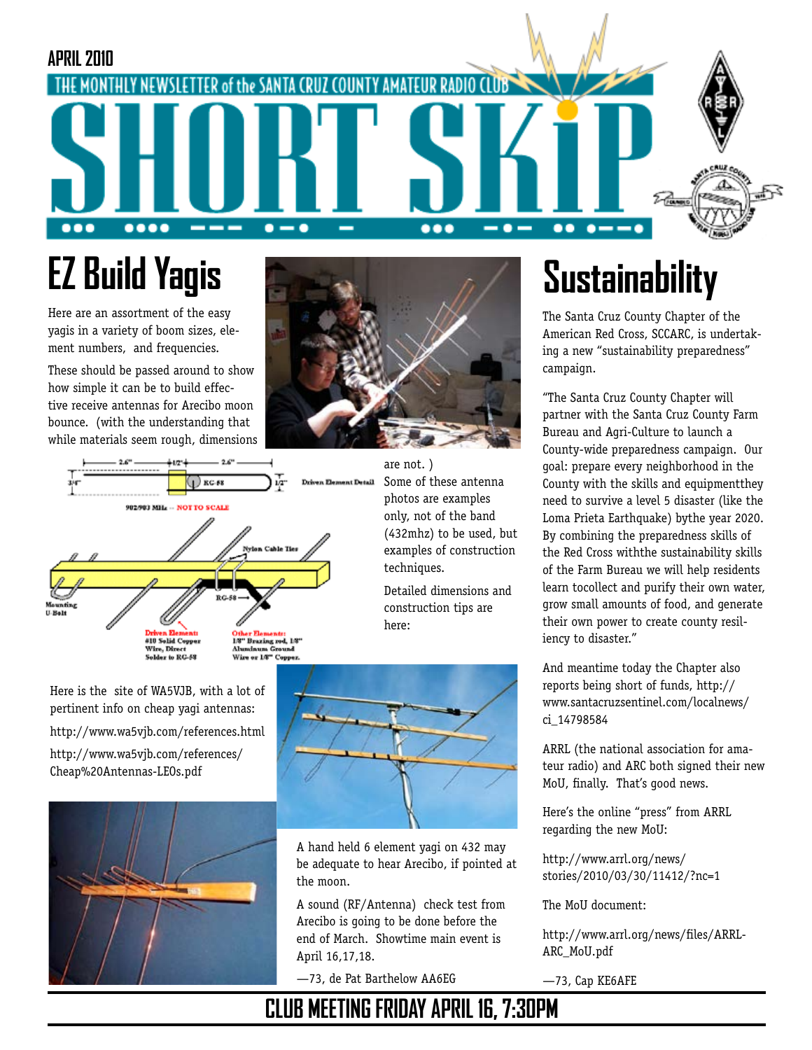APRIL 2010

THE MONTHLY NEWSLETTER of the SANTA CRUZ COUNTY AMATEUR RADIO CLUB

# SHORT SKiP

## EZ Build Yagis

Here are an assortment of the easy yagis in a variety of boom sizes, element numbers, and frequencies.

These should be passed around to show how simple it can be to build effective receive antennas for Arecibo moon bounce. (with the understanding that while materials seem rough, dimensions are not. )

Some of these antenna photos are examples only, not of the band (432mhz) to be used, but examples of construction techniques.

Detailed dimensions and construction tips are here:

Here is the site of WA5VJB, with a lot of pertinent info on cheap yagi antennas:

http://www.wa5vjb.com/references.html

http://www.wa5vjb.com/references/Cheap%20Antennas-LEOs.pdf

A hand held 6 element yagi on 432 may be adequate to hear Arecibo, if pointed at the moon.

A sound (RF/Antenna) check test from Arecibo is going to be done before the end of March. Showtime main event is April 16,17,18.

—73, de Pat Barthelow AA6EG

## Sustainability

The Santa Cruz County Chapter of the American Red Cross, SCCARC, is undertaking a new "sustainability preparedness" campaign.

"The Santa Cruz County Chapter will partner with the Santa Cruz County Farm Bureau and Agri-Culture to launch a County-wide preparedness campaign. Our goal: prepare every neighborhood in the County with the skills and equipmentthey need to survive a level 5 disaster (like the Loma Prieta Earthquake) bythe year 2020. By combining the preparedness skills of the Red Cross withthe sustainability skills of the Farm Bureau we will help residents learn tocollect and purify their own water, grow small amounts of food, and generate their own power to create county resiliency to disaster."

And meantime today the Chapter also reports being short of funds, http://www.santacruzsentinel.com/localnews/ci_14798584

ARRL (the national association for amateur radio) and ARC both signed their new MoU, finally. That's good news.

Here's the online "press" from ARRL regarding the new MoU:

http://www.arrl.org/news/stories/2010/03/30/11412/?nc=1

The MoU document:

http://www.arrl.org/news/files/ARRL-ARC_MoU.pdf

—73, Cap KE6AFE

**CLUB MEETING FRIDAY APRIL 16, 7:30PM**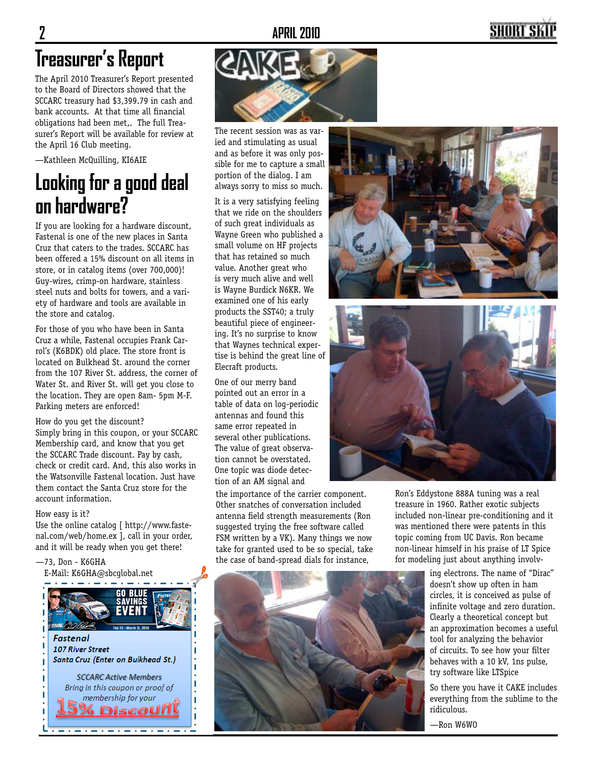# Treasurer's Report

The April 2010 Treasurer's Report presented to the Board of Directors showed that the SCCARC treasury had $3,399.79 in cash and bank accounts. At that time all financial obligations had been met,. The full Treasurer's Report will be available for review at the April 16 Club meeting.

—Kathleen McQuilling, KI6AIE

# Looking for a good deal on hardware?

If you are looking for a hardware discount, Fastenal is one of the new places in Santa Cruz that caters to the trades. SCCARC has been offered a 15% discount on all items in store, or in catalog items (over 700,000)! Guy-wires, crimp-on hardware, stainless steel nuts and bolts for towers, and a variety of hardware and tools are available in the store and catalog.

For those of you who have been in Santa Cruz a while, Fastenal occupies Frank Carrol's (K6BDK) old place. The store front is located on Bulkhead St. around the corner from the 107 River St. address, the corner of Water St. and River St. will get you close to the location. They are open 8am- 5pm M-F. Parking meters are enforced!

How do you get the discount?
Simply bring in this coupon, or your SCCARC Membership card, and know that you get the SCCARC Trade discount. Pay by cash, check or credit card. And, this also works in the Watsonville Fastenal location. Just have them contact the Santa Cruz store for the account information.

How easy is it?
Use the online catalog [ http://www.fastenal.com/web/home.ex ], call in your order, and it will be ready when you get there!

—73, Don - K6GHA
E-Mail: K6GHA@sbcglobal.net

GO BLUE SAVINGS EVENT
Feb 15 - March 31, 2010

*Fastenal*
*107 River Street*
*Santa Cruz (Enter on Bulkhead St.)*

*SCCARC Active Members*
*Bring in this coupon or proof of membership for your*
**15% Discount**

# CAKE

The recent session was as varied and stimulating as usual and as before it was only possible for me to capture a small portion of the dialog. I am always sorry to miss so much.

It is a very satisfying feeling that we ride on the shoulders of such great individuals as Wayne Green who published a small volume on HF projects that has retained so much value. Another great who is very much alive and well is Wayne Burdick N6KR. We examined one of his early products the SST40; a truly beautiful piece of engineering. It's no surprise to know that Waynes technical expertise is behind the great line of Elecraft products.

One of our merry band pointed out an error in a table of data on log-periodic antennas and found this same error repeated in several other publications. The value of great observation cannot be overstated. One topic was diode detection of an AM signal and the importance of the carrier component. Other snatches of conversation included antenna field strength measurements (Ron suggested trying the free software called FSM written by a VK). Many things we now take for granted used to be so special, take the case of band-spread dials for instance, Ron's Eddystone 888A tuning was a real treasure in 1960. Rather exotic subjects included non-linear pre-conditioning and it was mentioned there were patents in this topic coming from UC Davis. Ron became non-linear himself in his praise of LT Spice for modeling just about anything involving electrons. The name of "Dirac" doesn't show up often in ham circles, it is conceived as pulse of infinite voltage and zero duration. Clearly a theoretical concept but an approximation becomes a useful tool for analyzing the behavior of circuits. To see how your filter behaves with a 10 kV, 1ns pulse, try software like LTSpice

So there you have it CAKE includes everything from the sublime to the ridiculous.

—Ron W6WO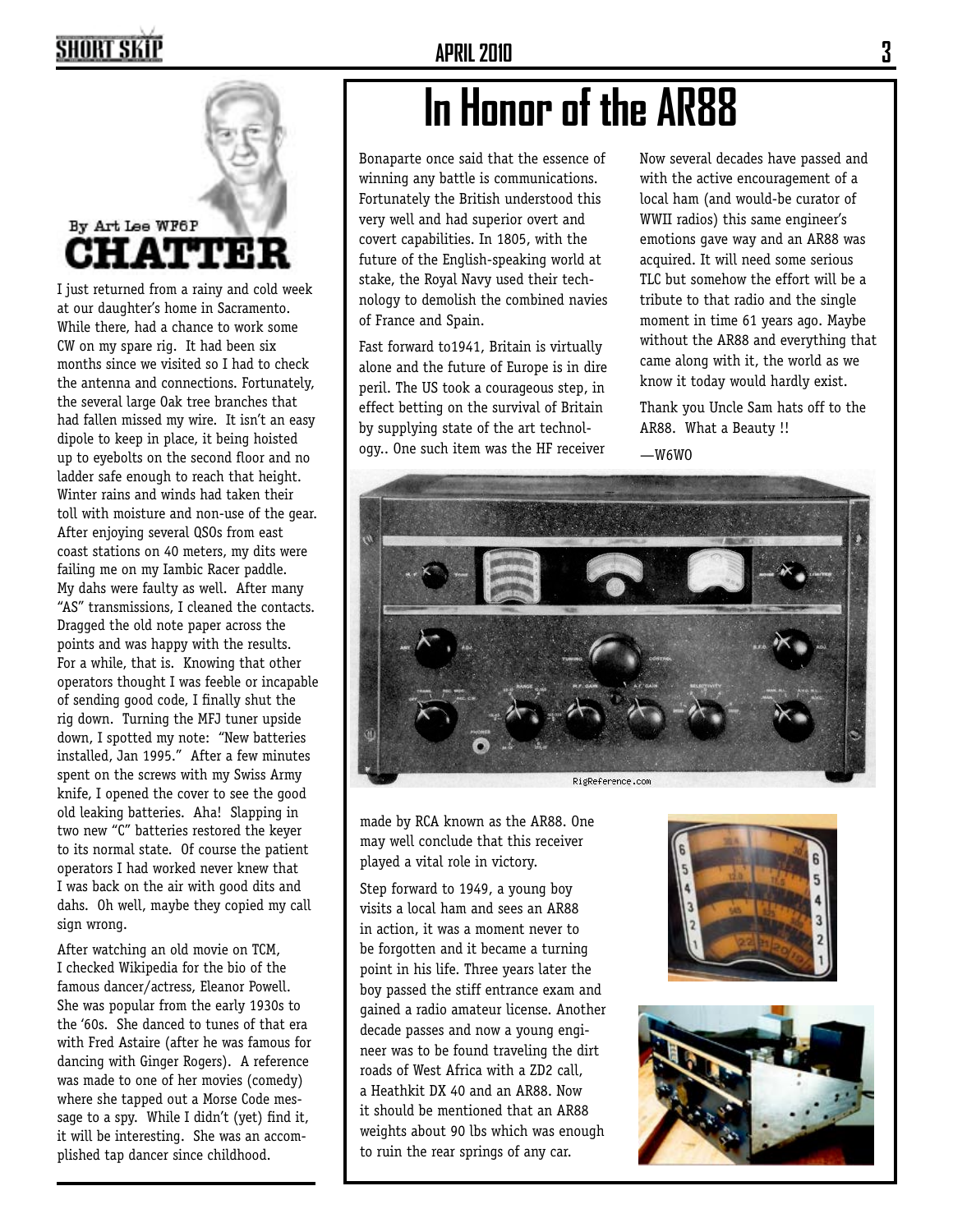## CHATTER

By Art Lee WF6P

I just returned from a rainy and cold week at our daughter's home in Sacramento. While there, had a chance to work some CW on my spare rig. It had been six months since we visited so I had to check the antenna and connections. Fortunately, the several large Oak tree branches that had fallen missed my wire. It isn't an easy dipole to keep in place, it being hoisted up to eyebolts on the second floor and no ladder safe enough to reach that height. Winter rains and winds had taken their toll with moisture and non-use of the gear. After enjoying several QSOs from east coast stations on 40 meters, my dits were failing me on my Iambic Racer paddle. My dahs were faulty as well. After many "AS" transmissions, I cleaned the contacts. Dragged the old note paper across the points and was happy with the results. For a while, that is. Knowing that other operators thought I was feeble or incapable of sending good code, I finally shut the rig down. Turning the MFJ tuner upside down, I spotted my note: "New batteries installed, Jan 1995." After a few minutes spent on the screws with my Swiss Army knife, I opened the cover to see the good old leaking batteries. Aha! Slapping in two new "C" batteries restored the keyer to its normal state. Of course the patient operators I had worked never knew that I was back on the air with good dits and dahs. Oh well, maybe they copied my call sign wrong.

After watching an old movie on TCM, I checked Wikipedia for the bio of the famous dancer/actress, Eleanor Powell. She was popular from the early 1930s to the '60s. She danced to tunes of that era with Fred Astaire (after he was famous for dancing with Ginger Rogers). A reference was made to one of her movies (comedy) where she tapped out a Morse Code message to a spy. While I didn't (yet) find it, it will be interesting. She was an accomplished tap dancer since childhood.

# In Honor of the AR88

Bonaparte once said that the essence of winning any battle is communications. Fortunately the British understood this very well and had superior overt and covert capabilities. In 1805, with the future of the English-speaking world at stake, the Royal Navy used their technology to demolish the combined navies of France and Spain.

Fast forward to1941, Britain is virtually alone and the future of Europe is in dire peril. The US took a courageous step, in effect betting on the survival of Britain by supplying state of the art technology.. One such item was the HF receiver made by RCA known as the AR88. One may well conclude that this receiver played a vital role in victory.

Step forward to 1949, a young boy visits a local ham and sees an AR88 in action, it was a moment never to be forgotten and it became a turning point in his life. Three years later the boy passed the stiff entrance exam and gained a radio amateur license. Another decade passes and now a young engineer was to be found traveling the dirt roads of West Africa with a ZD2 call, a Heathkit DX 40 and an AR88. Now it should be mentioned that an AR88 weighs about 90 lbs which was enough to ruin the rear springs of any car.

Now several decades have passed and with the active encouragement of a local ham (and would-be curator of WWII radios) this same engineer's emotions gave way and an AR88 was acquired. It will need some serious TLC but somehow the effort will be a tribute to that radio and the single moment in time 61 years ago. Maybe without the AR88 and everything that came along with it, the world as we know it today would hardly exist.

Thank you Uncle Sam hats off to the AR88. What a Beauty !!

—W6WO

RigReference.com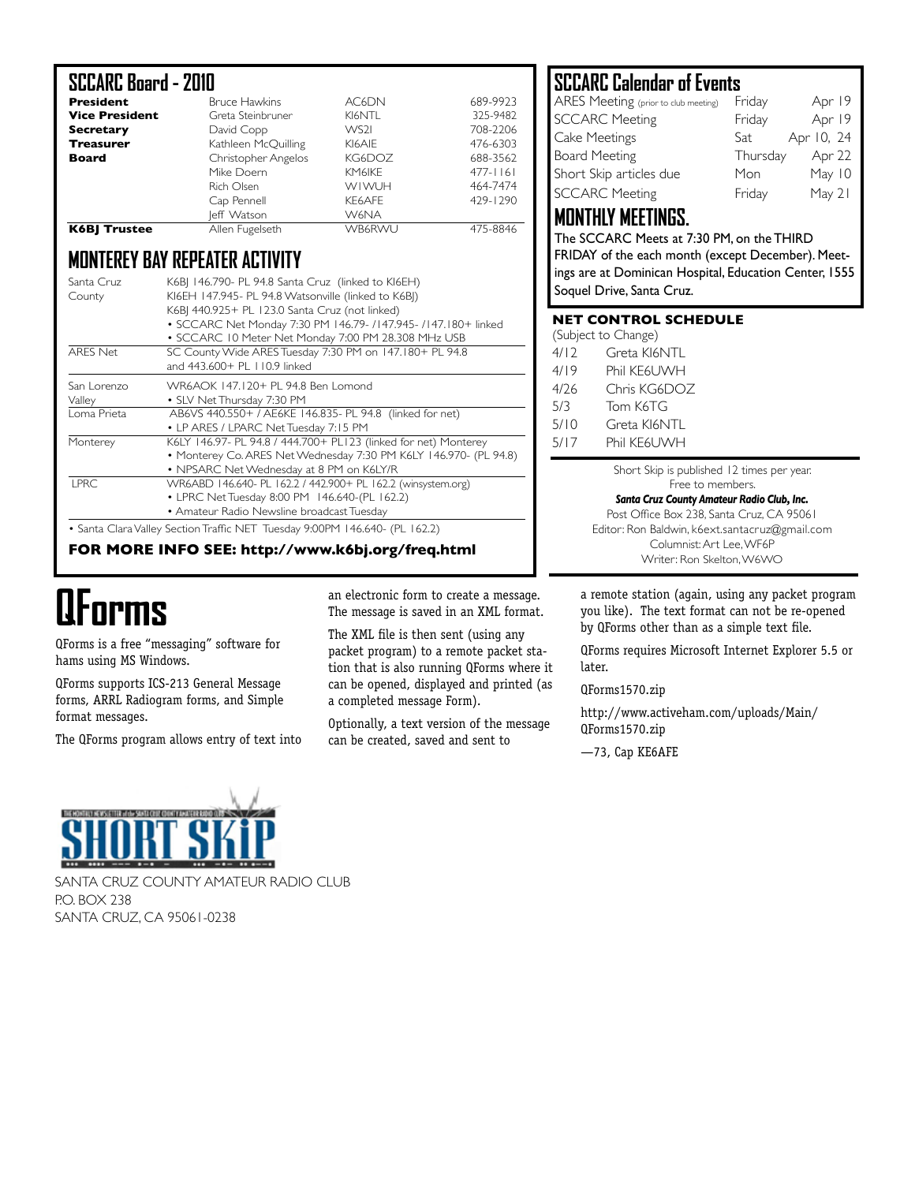## SCCARC Board - 2010

| | | | |
|---|---|---|---|
| **President** | Bruce Hawkins | AC6DN | 689-9923 |
| **Vice President** | Greta Steinbruner | KI6NTL | 325-9482 |
| **Secretary** | David Copp | WS2I | 708-2206 |
| **Treasurer** | Kathleen McQuilling | KI6AIE | 476-6303 |
| **Board** | Christopher Angelos | KG6DOZ | 688-3562 |
| | Mike Doern | KM6IKE | 477-1161 |
| | Rich Olsen | W1WUH | 464-7474 |
| | Cap Pennell | KE6AFE | 429-1290 |
| | Jeff Watson | W6NA | |
| **K6BJ Trustee** | Allen Fugelseth | WB6RWU | 475-8846 |

## MONTEREY BAY REPEATER ACTIVITY

| | |
|---|---|
| Santa Cruz County | K6BJ 146.790- PL 94.8 Santa Cruz (linked to KI6EH)<br>KI6EH 147.945- PL 94.8 Watsonville (linked to K6BJ)<br>K6BJ 440.925+ PL 123.0 Santa Cruz (not linked)<br>• SCCARC Net Monday 7:30 PM 146.79- /147.945- /147.180+ linked<br>• SCCARC 10 Meter Net Monday 7:00 PM 28.308 MHz USB |
| ARES Net | SC County Wide ARES Tuesday 7:30 PM on 147.180+ PL 94.8 and 443.600+ PL 110.9 linked |
| San Lorenzo Valley | WR6AOK 147.120+ PL 94.8 Ben Lomond<br>• SLV Net Thursday 7:30 PM |
| Loma Prieta | AB6VS 440.550+ / AE6KE 146.835- PL 94.8 (linked for net)<br>• LP ARES / LPARC Net Tuesday 7:15 PM |
| Monterey | K6LY 146.97- PL 94.8 / 444.700+ PL123 (linked for net) Monterey<br>• Monterey Co. ARES Net Wednesday 7:30 PM K6LY 146.970- (PL 94.8)<br>• NPSARC Net Wednesday at 8 PM on K6LY/R |
| LPRC | WR6ABD 146.640- PL 162.2 / 442.900+ PL 162.2 (winsystem.org)<br>• LPRC Net Tuesday 8:00 PM 146.640-(PL 162.2)<br>• Amateur Radio Newsline broadcast Tuesday |

• Santa Clara Valley Section Traffic NET Tuesday 9:00PM 146.640- (PL 162.2)

**FOR MORE INFO SEE: http://www.k6bj.org/freq.html**

## SCCARC Calendar of Events

| | | |
|---|---|---|
| ARES Meeting (prior to club meeting) | Friday | Apr 19 |
| SCCARC Meeting | Friday | Apr 19 |
| Cake Meetings | Sat | Apr 10, 24 |
| Board Meeting | Thursday | Apr 22 |
| Short Skip articles due | Mon | May 10 |
| SCCARC Meeting | Friday | May 21 |

## MONTHLY MEETINGS.

The SCCARC Meets at 7:30 PM, on the THIRD FRIDAY of the each month (except December). Meetings are at Dominican Hospital, Education Center, 1555 Soquel Drive, Santa Cruz.

### NET CONTROL SCHEDULE

(Subject to Change)

| | |
|---|---|
| 4/12 | Greta KI6NTL |
| 4/19 | Phil KE6UWH |
| 4/26 | Chris KG6DOZ |
| 5/3 | Tom K6TG |
| 5/10 | Greta KI6NTL |
| 5/17 | Phil KE6UWH |

Short Skip is published 12 times per year.
Free to members.
***Santa Cruz County Amateur Radio Club, Inc.***
Post Office Box 238, Santa Cruz, CA 95061
Editor: Ron Baldwin, k6ext.santacruz@gmail.com
Columnist: Art Lee, WF6P
Writer: Ron Skelton, W6WO

# QForms

QForms is a free "messaging" software for hams using MS Windows.

QForms supports ICS-213 General Message forms, ARRL Radiogram forms, and Simple format messages.

The QForms program allows entry of text into an electronic form to create a message. The message is saved in an XML format.

The XML file is then sent (using any packet program) to a remote packet station that is also running QForms where it can be opened, displayed and printed (as a completed message Form).

Optionally, a text version of the message can be created, saved and sent to a remote station (again, using any packet program you like). The text format can not be re-opened by QForms other than as a simple text file.

QForms requires Microsoft Internet Explorer 5.5 or later.

QForms1570.zip

http://www.activeham.com/uploads/Main/QForms1570.zip

—73, Cap KE6AFE

THE MONTHLY NEWSLETTER of the SANTA CRUZ COUNTY AMATEUR RADIO CLUB
SHORT SKIP

SANTA CRUZ COUNTY AMATEUR RADIO CLUB
P.O. BOX 238
SANTA CRUZ, CA 95061-0238